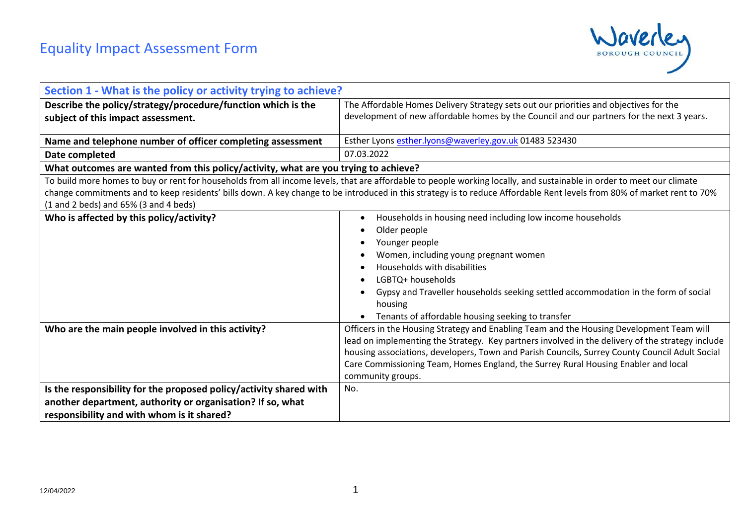# Equality Impact Assessment Form

| Section 1 - What is the policy or activity trying to achieve? | |
|---|---|
| **Describe the policy/strategy/procedure/function which is the subject of this impact assessment.** | The Affordable Homes Delivery Strategy sets out our priorities and objectives for the development of new affordable homes by the Council and our partners for the next 3 years. |
| **Name and telephone number of officer completing assessment** | Esther Lyons esther.lyons@waverley.gov.uk 01483 523430 |
| **Date completed** | 07.03.2022 |
| **What outcomes are wanted from this policy/activity, what are you trying to achieve?** | |
| To build more homes to buy or rent for households from all income levels, that are affordable to people working locally, and sustainable in order to meet our climate change commitments and to keep residents' bills down. A key change to be introduced in this strategy is to reduce Affordable Rent levels from 80% of market rent to 70% (1 and 2 beds) and 65% (3 and 4 beds) | |
| **Who is affected by this policy/activity?** | • Households in housing need including low income households<br>• Older people<br>• Younger people<br>• Women, including young pregnant women<br>• Households with disabilities<br>• LGBTQ+ households<br>• Gypsy and Traveller households seeking settled accommodation in the form of social housing<br>• Tenants of affordable housing seeking to transfer |
| **Who are the main people involved in this activity?** | Officers in the Housing Strategy and Enabling Team and the Housing Development Team will lead on implementing the Strategy. Key partners involved in the delivery of the strategy include housing associations, developers, Town and Parish Councils, Surrey County Council Adult Social Care Commissioning Team, Homes England, the Surrey Rural Housing Enabler and local community groups. |
| **Is the responsibility for the proposed policy/activity shared with another department, authority or organisation? If so, what responsibility and with whom is it shared?** | No. |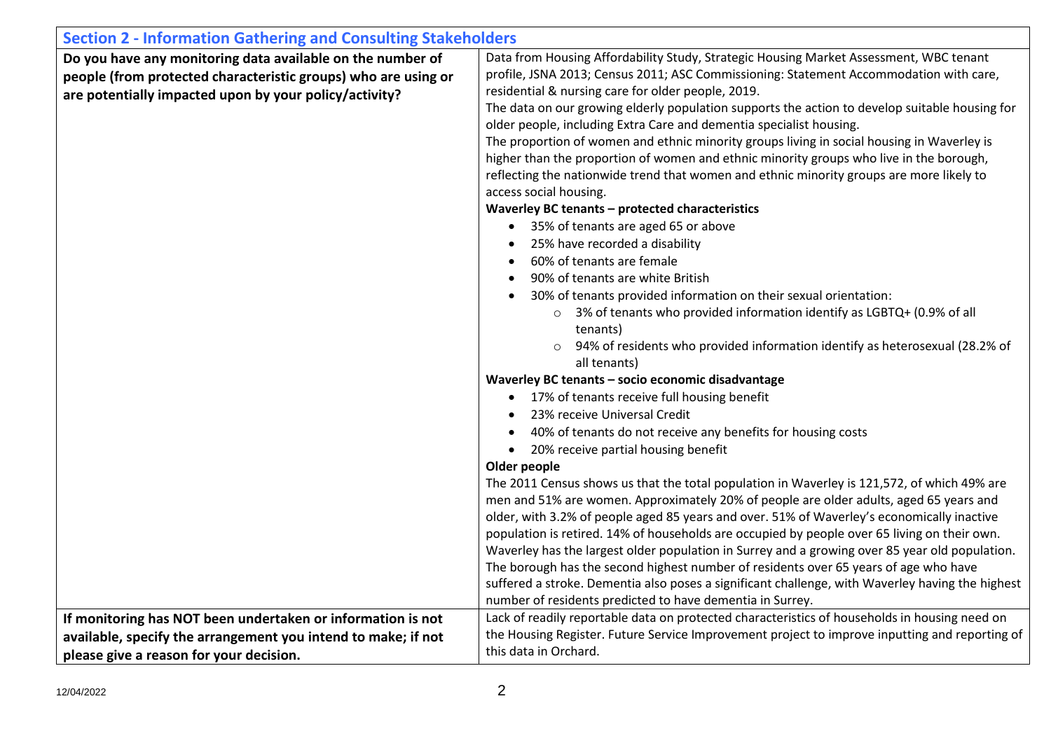## Section 2 - Information Gathering and Consulting Stakeholders

| | |
|---|---|
| **Do you have any monitoring data available on the number of people (from protected characteristic groups) who are using or are potentially impacted upon by your policy/activity?** | Data from Housing Affordability Study, Strategic Housing Market Assessment, WBC tenant profile, JSNA 2013; Census 2011; ASC Commissioning: Statement Accommodation with care, residential & nursing care for older people, 2019.<br>The data on our growing elderly population supports the action to develop suitable housing for older people, including Extra Care and dementia specialist housing.<br>The proportion of women and ethnic minority groups living in social housing in Waverley is higher than the proportion of women and ethnic minority groups who live in the borough, reflecting the nationwide trend that women and ethnic minority groups are more likely to access social housing.<br>**Waverley BC tenants – protected characteristics**<br>• 35% of tenants are aged 65 or above<br>• 25% have recorded a disability<br>• 60% of tenants are female<br>• 90% of tenants are white British<br>• 30% of tenants provided information on their sexual orientation:<br>&nbsp;&nbsp;&nbsp;&nbsp;○ 3% of tenants who provided information identify as LGBTQ+ (0.9% of all tenants)<br>&nbsp;&nbsp;&nbsp;&nbsp;○ 94% of residents who provided information identify as heterosexual (28.2% of all tenants)<br>**Waverley BC tenants – socio economic disadvantage**<br>• 17% of tenants receive full housing benefit<br>• 23% receive Universal Credit<br>• 40% of tenants do not receive any benefits for housing costs<br>• 20% receive partial housing benefit<br>**Older people**<br>The 2011 Census shows us that the total population in Waverley is 121,572, of which 49% are men and 51% are women. Approximately 20% of people are older adults, aged 65 years and older, with 3.2% of people aged 85 years and over. 51% of Waverley's economically inactive population is retired. 14% of households are occupied by people over 65 living on their own. Waverley has the largest older population in Surrey and a growing over 85 year old population. The borough has the second highest number of residents over 65 years of age who have suffered a stroke. Dementia also poses a significant challenge, with Waverley having the highest number of residents predicted to have dementia in Surrey. |
| **If monitoring has NOT been undertaken or information is not available, specify the arrangement you intend to make; if not please give a reason for your decision.** | Lack of readily reportable data on protected characteristics of households in housing need on the Housing Register. Future Service Improvement project to improve inputting and reporting of this data in Orchard. |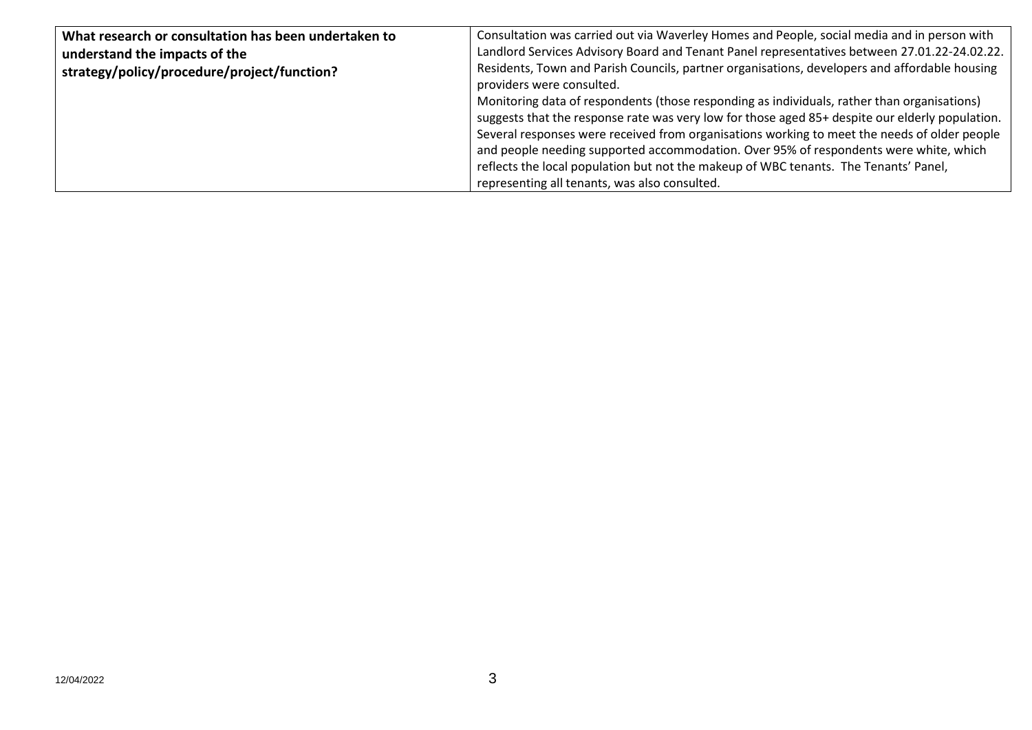| | |
|---|---|
| **What research or consultation has been undertaken to understand the impacts of the strategy/policy/procedure/project/function?** | Consultation was carried out via Waverley Homes and People, social media and in person with Landlord Services Advisory Board and Tenant Panel representatives between 27.01.22-24.02.22. Residents, Town and Parish Councils, partner organisations, developers and affordable housing providers were consulted.<br>Monitoring data of respondents (those responding as individuals, rather than organisations) suggests that the response rate was very low for those aged 85+ despite our elderly population. Several responses were received from organisations working to meet the needs of older people and people needing supported accommodation. Over 95% of respondents were white, which reflects the local population but not the makeup of WBC tenants. The Tenants' Panel, representing all tenants, was also consulted. |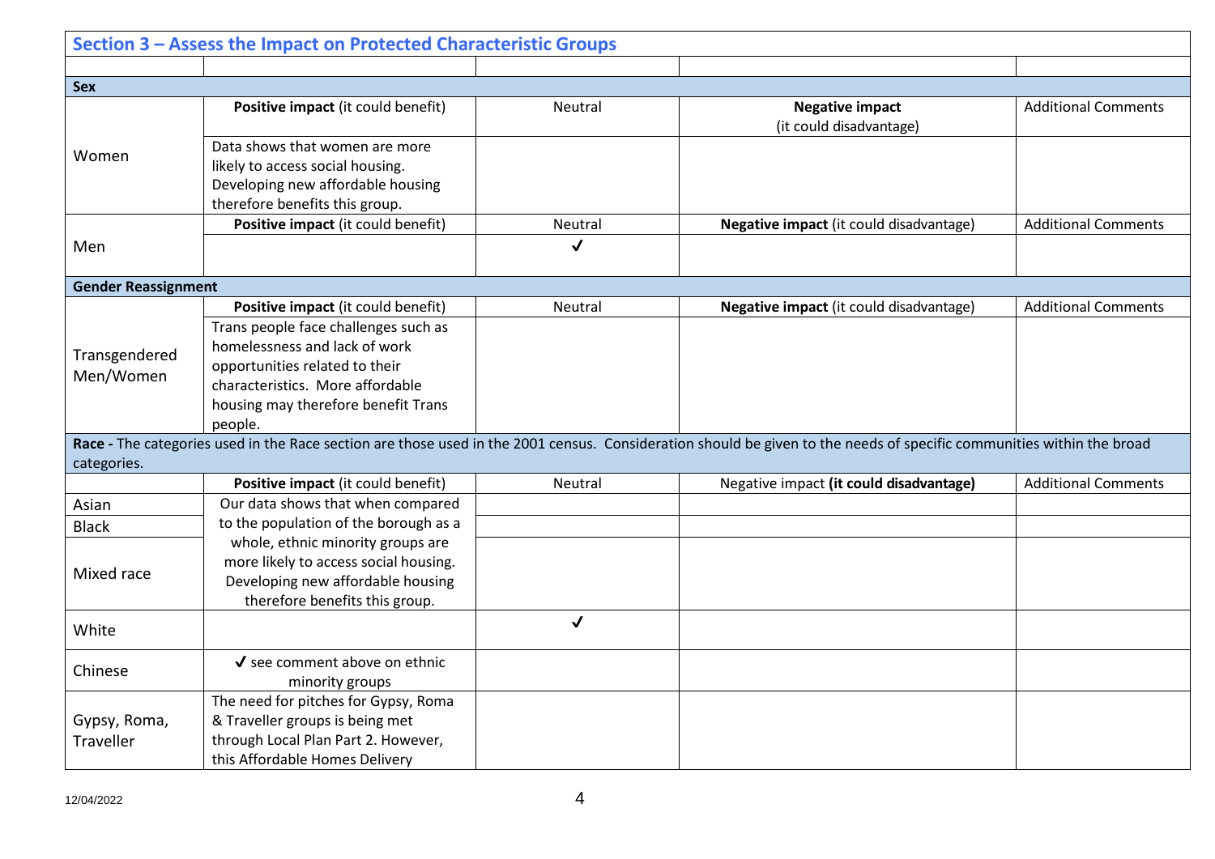## Section 3 – Assess the Impact on Protected Characteristic Groups

| | | | | |
|---|---|---|---|---|
| **Sex** | | | | |
| | **Positive impact** (it could benefit) | Neutral | **Negative impact** (it could disadvantage) | Additional Comments |
| Women | Data shows that women are more likely to access social housing. Developing new affordable housing therefore benefits this group. | | | |
| | **Positive impact** (it could benefit) | Neutral | **Negative impact** (it could disadvantage) | Additional Comments |
| Men | | ✓ | | |
| **Gender Reassignment** | | | | |
| | **Positive impact** (it could benefit) | Neutral | **Negative impact** (it could disadvantage) | Additional Comments |
| Transgendered Men/Women | Trans people face challenges such as homelessness and lack of work opportunities related to their characteristics. More affordable housing may therefore benefit Trans people. | | | |
| **Race -** The categories used in the Race section are those used in the 2001 census. Consideration should be given to the needs of specific communities within the broad categories. | | | | |
| | **Positive impact** (it could benefit) | Neutral | Negative impact **(it could disadvantage)** | Additional Comments |
| Asian | Our data shows that when compared to the population of the borough as a whole, ethnic minority groups are more likely to access social housing. Developing new affordable housing therefore benefits this group. | | | |
| Black | | | | |
| Mixed race | | | | |
| White | | ✓ | | |
| Chinese | ✓ see comment above on ethnic minority groups | | | |
| Gypsy, Roma, Traveller | The need for pitches for Gypsy, Roma & Traveller groups is being met through Local Plan Part 2. However, this Affordable Homes Delivery | | | |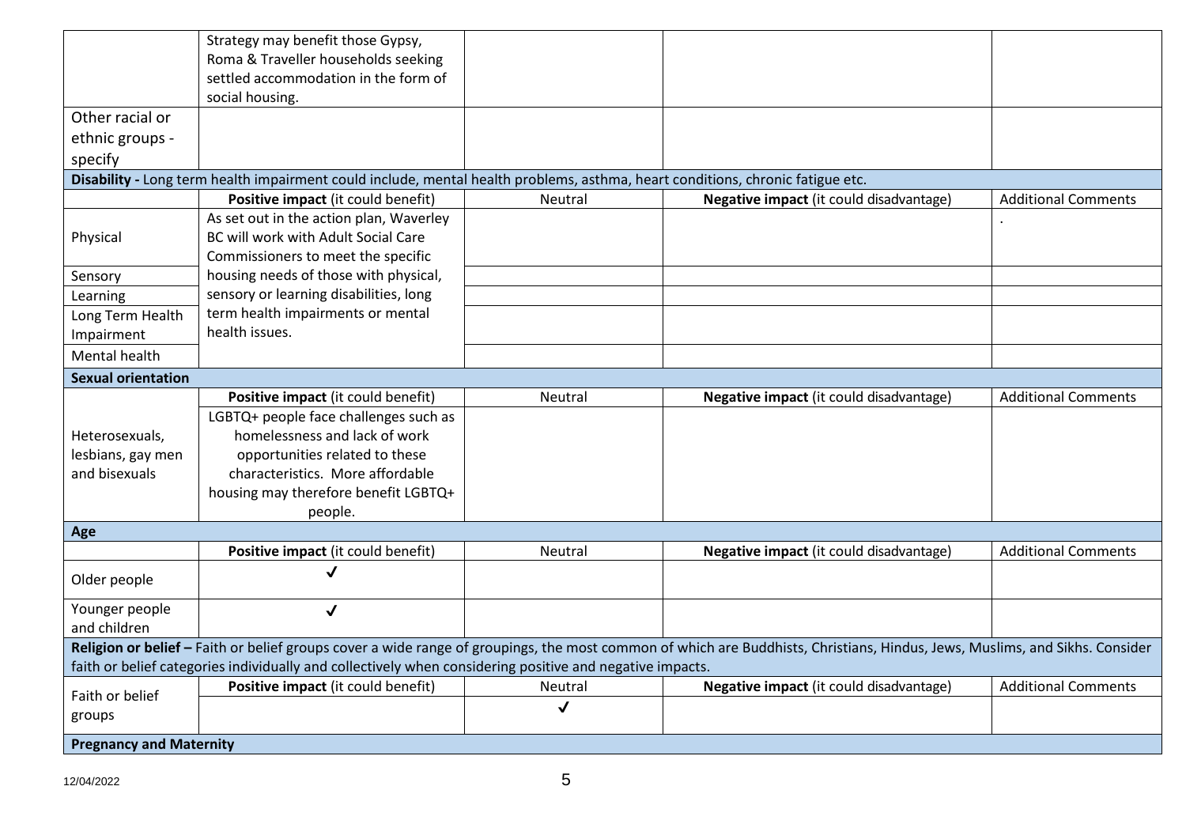|  | Strategy may benefit those Gypsy, Roma & Traveller households seeking settled accommodation in the form of social housing. |  |  |  |
|---|---|---|---|---|
| Other racial or ethnic groups - specify |  |  |  |  |
| **Disability -** Long term health impairment could include, mental health problems, asthma, heart conditions, chronic fatigue etc. | | | | |
|  | **Positive impact** (it could benefit) | Neutral | **Negative impact** (it could disadvantage) | Additional Comments |
| Physical | As set out in the action plan, Waverley BC will work with Adult Social Care Commissioners to meet the specific housing needs of those with physical, sensory or learning disabilities, long term health impairments or mental health issues. |  |  | . |
| Sensory |  |  |  |  |
| Learning |  |  |  |  |
| Long Term Health Impairment |  |  |  |  |
| Mental health |  |  |  |  |
| **Sexual orientation** | | | | |
|  | **Positive impact** (it could benefit) | Neutral | **Negative impact** (it could disadvantage) | Additional Comments |
| Heterosexuals, lesbians, gay men and bisexuals | LGBTQ+ people face challenges such as homelessness and lack of work opportunities related to these characteristics. More affordable housing may therefore benefit LGBTQ+ people. |  |  |  |
| **Age** | | | | |
|  | **Positive impact** (it could benefit) | Neutral | **Negative impact** (it could disadvantage) | Additional Comments |
| Older people | ✓ |  |  |  |
| Younger people and children | ✓ |  |  |  |
| **Religion or belief –** Faith or belief groups cover a wide range of groupings, the most common of which are Buddhists, Christians, Hindus, Jews, Muslims, and Sikhs. Consider faith or belief categories individually and collectively when considering positive and negative impacts. | | | | |
| Faith or belief groups | **Positive impact** (it could benefit) | Neutral | **Negative impact** (it could disadvantage) | Additional Comments |
|  |  | ✓ |  |  |
| **Pregnancy and Maternity** | | | | |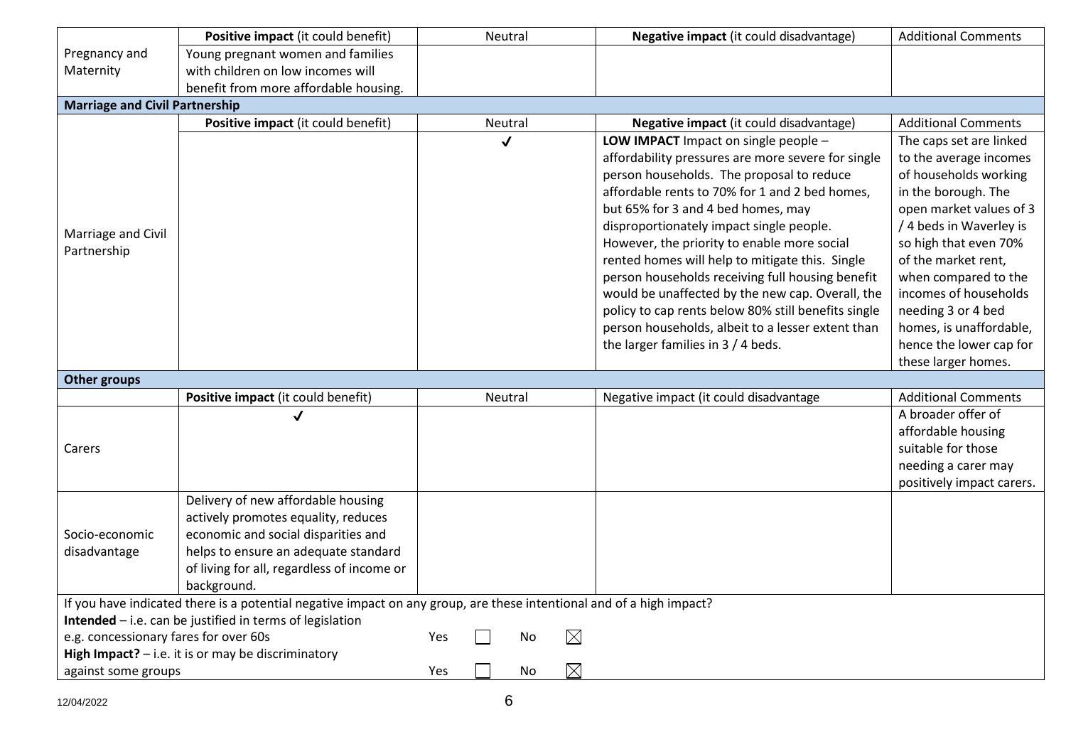| | **Positive impact** (it could benefit) | Neutral | **Negative impact** (it could disadvantage) | Additional Comments |
|---|---|---|---|---|
| Pregnancy and Maternity | Young pregnant women and families with children on low incomes will benefit from more affordable housing. | | | |
| **Marriage and Civil Partnership** | | | | |
| | **Positive impact** (it could benefit) | Neutral | **Negative impact** (it could disadvantage) | Additional Comments |
| Marriage and Civil Partnership | | ✓ | **LOW IMPACT** Impact on single people – affordability pressures are more severe for single person households. The proposal to reduce affordable rents to 70% for 1 and 2 bed homes, but 65% for 3 and 4 bed homes, may disproportionately impact single people. However, the priority to enable more social rented homes will help to mitigate this. Single person households receiving full housing benefit would be unaffected by the new cap. Overall, the policy to cap rents below 80% still benefits single person households, albeit to a lesser extent than the larger families in 3 / 4 beds. | The caps set are linked to the average incomes of households working in the borough. The open market values of 3 / 4 beds in Waverley is so high that even 70% of the market rent, when compared to the incomes of households needing 3 or 4 bed homes, is unaffordable, hence the lower cap for these larger homes. |
| **Other groups** | | | | |
| | **Positive impact** (it could benefit) | Neutral | Negative impact (it could disadvantage | Additional Comments |
| Carers | ✓ | | | A broader offer of affordable housing suitable for those needing a carer may positively impact carers. |
| Socio-economic disadvantage | Delivery of new affordable housing actively promotes equality, reduces economic and social disparities and helps to ensure an adequate standard of living for all, regardless of income or background. | | | |

If you have indicated there is a potential negative impact on any group, are these intentional and of a high impact?

**Intended** – i.e. can be justified in terms of legislation e.g. concessionary fares for over 60s Yes ☐ No ☒

**High Impact?** – i.e. it is or may be discriminatory against some groups Yes ☐ No ☒

12/04/2022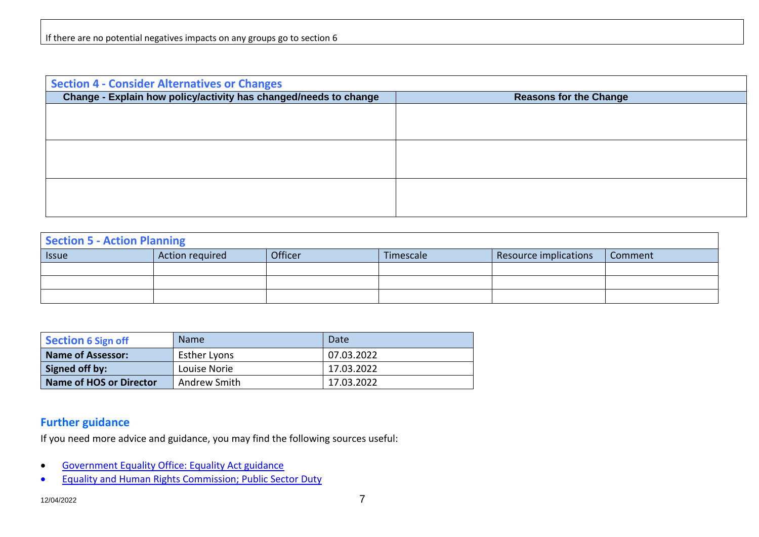If there are no potential negatives impacts on any groups go to section 6

## Section 4 - Consider Alternatives or Changes

| Change - Explain how policy/activity has changed/needs to change | Reasons for the Change |
|---|---|
| | |
| | |
| | |

## Section 5 - Action Planning

| Issue | Action required | Officer | Timescale | Resource implications | Comment |
|---|---|---|---|---|---|
| | | | | | |
| | | | | | |
| | | | | | |

| Section 6 Sign off | Name | Date |
|---|---|---|
| **Name of Assessor:** | Esther Lyons | 07.03.2022 |
| **Signed off by:** | Louise Norie | 17.03.2022 |
| **Name of HOS or Director** | Andrew Smith | 17.03.2022 |

## Further guidance

If you need more advice and guidance, you may find the following sources useful:

- Government Equality Office: Equality Act guidance
- Equality and Human Rights Commission; Public Sector Duty

12/04/2022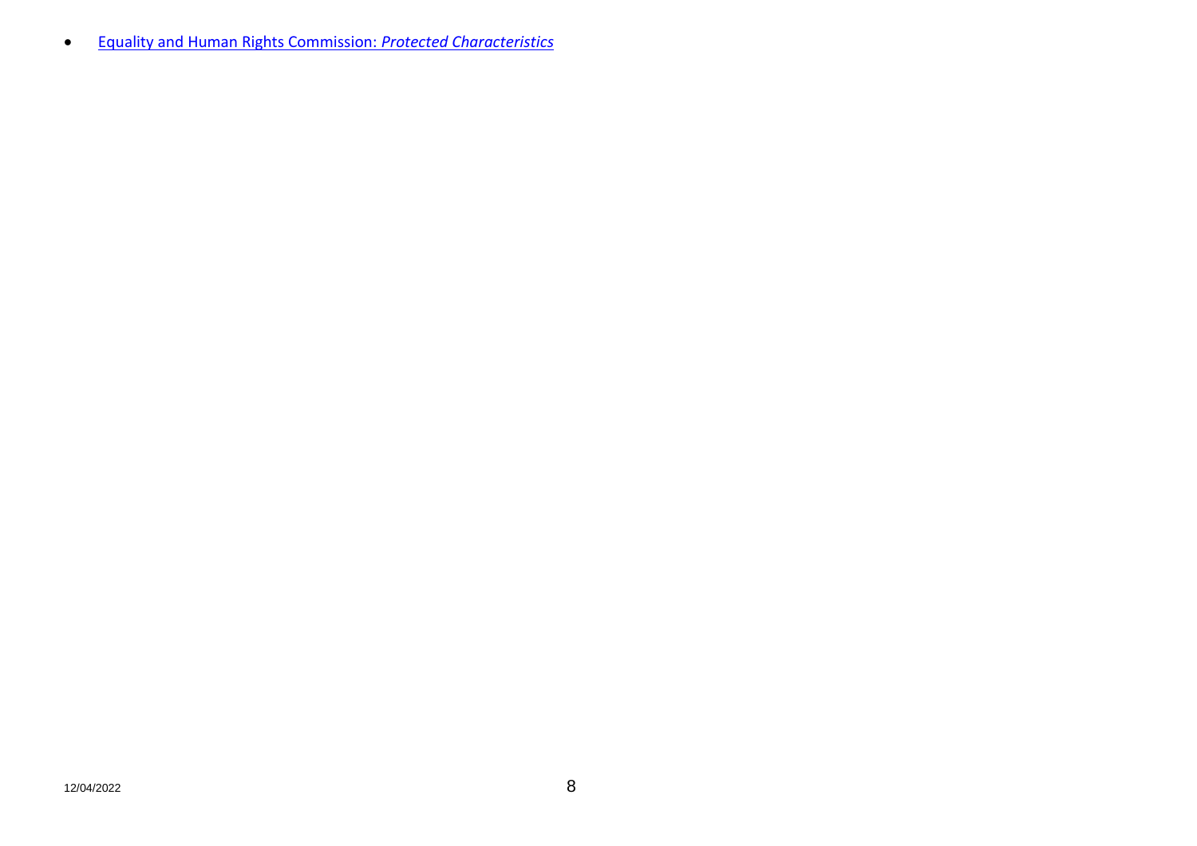- [Equality and Human Rights Commission: *Protected Characteristics*]